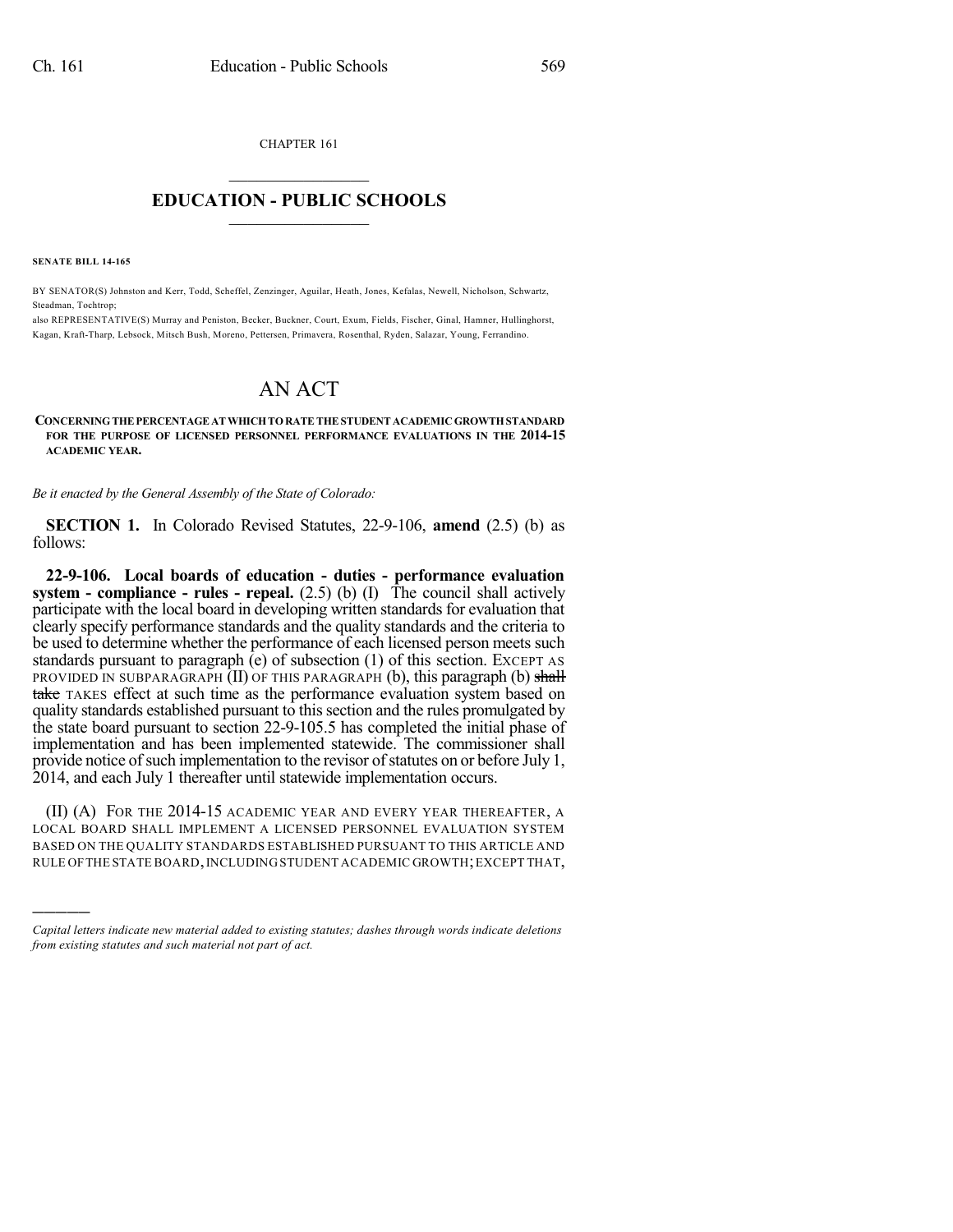CHAPTER 161

# EDUCATION - PUBLIC SCHOOLS

**SENATE BILL 14-165**

BY SENATOR(S) Johnston and Kerr, Todd, Scheffel, Zenzinger, Aguilar, Heath, Jones, Kefalas, Newell, Nicholson, Schwartz, Steadman, Tochtrop;

also REPRESENTATIVE(S) Murray and Peniston, Becker, Buckner, Court, Exum, Fields, Fischer, Ginal, Hamner, Hullinghorst, Kagan, Kraft-Tharp, Lebsock, Mitsch Bush, Moreno, Pettersen, Primavera, Rosenthal, Ryden, Salazar, Young, Ferrandino.

# AN ACT

**CONCERNING THE PERCENTAGE AT WHICH TO RATE THE STUDENT ACADEMIC GROWTH STANDARD FOR THE PURPOSE OF LICENSED PERSONNEL PERFORMANCE EVALUATIONS IN THE 2014-15 ACADEMIC YEAR.**

*Be it enacted by the General Assembly of the State of Colorado:*

**SECTION 1.** In Colorado Revised Statutes, 22-9-106, **amend** (2.5) (b) as follows:

**22-9-106. Local boards of education - duties - performance evaluation system - compliance - rules - repeal.** (2.5) (b) (I) The council shall actively participate with the local board in developing written standards for evaluation that clearly specify performance standards and the quality standards and the criteria to be used to determine whether the performance of each licensed person meets such standards pursuant to paragraph (e) of subsection (1) of this section. EXCEPT AS PROVIDED IN SUBPARAGRAPH (II) OF THIS PARAGRAPH (b), this paragraph (b) ~~shall take~~ TAKES effect at such time as the performance evaluation system based on quality standards established pursuant to this section and the rules promulgated by the state board pursuant to section 22-9-105.5 has completed the initial phase of implementation and has been implemented statewide. The commissioner shall provide notice of such implementation to the revisor of statutes on or before July 1, 2014, and each July 1 thereafter until statewide implementation occurs.

(II) (A) FOR THE 2014-15 ACADEMIC YEAR AND EVERY YEAR THEREAFTER, A LOCAL BOARD SHALL IMPLEMENT A LICENSED PERSONNEL EVALUATION SYSTEM BASED ON THE QUALITY STANDARDS ESTABLISHED PURSUANT TO THIS ARTICLE AND RULE OF THE STATE BOARD, INCLUDING STUDENT ACADEMIC GROWTH; EXCEPT THAT,

*Capital letters indicate new material added to existing statutes; dashes through words indicate deletions from existing statutes and such material not part of act.*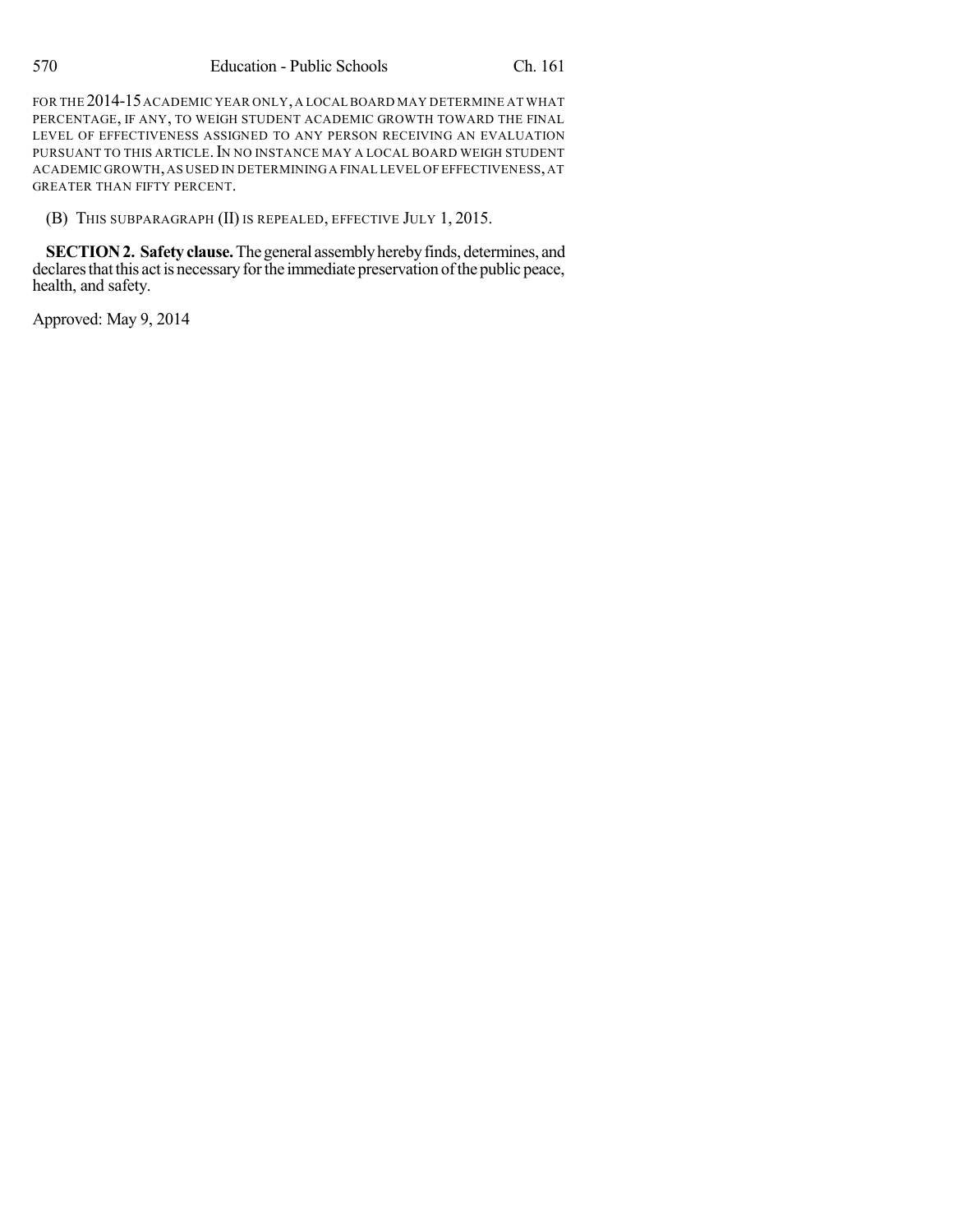FOR THE 2014-15 ACADEMIC YEAR ONLY, A LOCAL BOARD MAY DETERMINE AT WHAT PERCENTAGE, IF ANY, TO WEIGH STUDENT ACADEMIC GROWTH TOWARD THE FINAL LEVEL OF EFFECTIVENESS ASSIGNED TO ANY PERSON RECEIVING AN EVALUATION PURSUANT TO THIS ARTICLE. IN NO INSTANCE MAY A LOCAL BOARD WEIGH STUDENT ACADEMIC GROWTH, AS USED IN DETERMINING A FINAL LEVEL OF EFFECTIVENESS, AT GREATER THAN FIFTY PERCENT.

(B) THIS SUBPARAGRAPH (II) IS REPEALED, EFFECTIVE JULY 1, 2015.

**SECTION 2. Safety clause.** The general assembly hereby finds, determines, and declares that this act is necessary for the immediate preservation of the public peace, health, and safety.

Approved: May 9, 2014